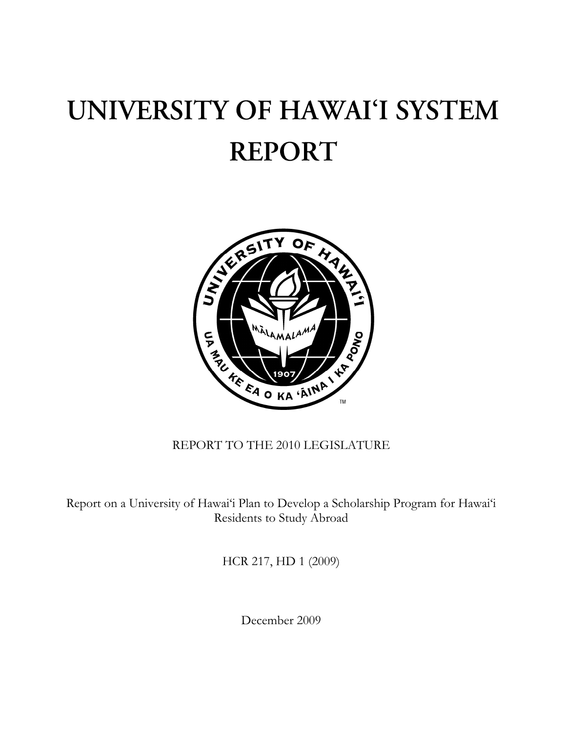# UNIVERSITY OF HAWAIʻI SYSTEM REPORT

REPORT TO THE 2010 LEGISLATURE

Report on a University of Hawaiʻi Plan to Develop a Scholarship Program for Hawaiʻi Residents to Study Abroad

HCR 217, HD 1 (2009)

December 2009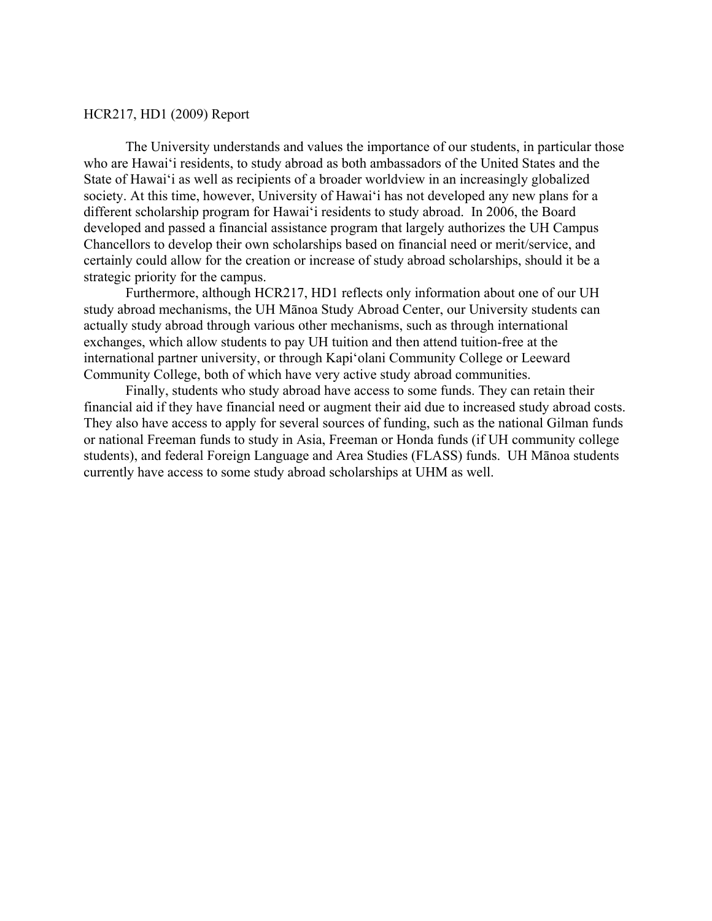HCR217, HD1 (2009) Report

The University understands and values the importance of our students, in particular those who are Hawaiʻi residents, to study abroad as both ambassadors of the United States and the State of Hawaiʻi as well as recipients of a broader worldview in an increasingly globalized society. At this time, however, University of Hawaiʻi has not developed any new plans for a different scholarship program for Hawaiʻi residents to study abroad. In 2006, the Board developed and passed a financial assistance program that largely authorizes the UH Campus Chancellors to develop their own scholarships based on financial need or merit/service, and certainly could allow for the creation or increase of study abroad scholarships, should it be a strategic priority for the campus.

Furthermore, although HCR217, HD1 reflects only information about one of our UH study abroad mechanisms, the UH Mānoa Study Abroad Center, our University students can actually study abroad through various other mechanisms, such as through international exchanges, which allow students to pay UH tuition and then attend tuition-free at the international partner university, or through Kapiʻolani Community College or Leeward Community College, both of which have very active study abroad communities.

Finally, students who study abroad have access to some funds. They can retain their financial aid if they have financial need or augment their aid due to increased study abroad costs. They also have access to apply for several sources of funding, such as the national Gilman funds or national Freeman funds to study in Asia, Freeman or Honda funds (if UH community college students), and federal Foreign Language and Area Studies (FLASS) funds. UH Mānoa students currently have access to some study abroad scholarships at UHM as well.